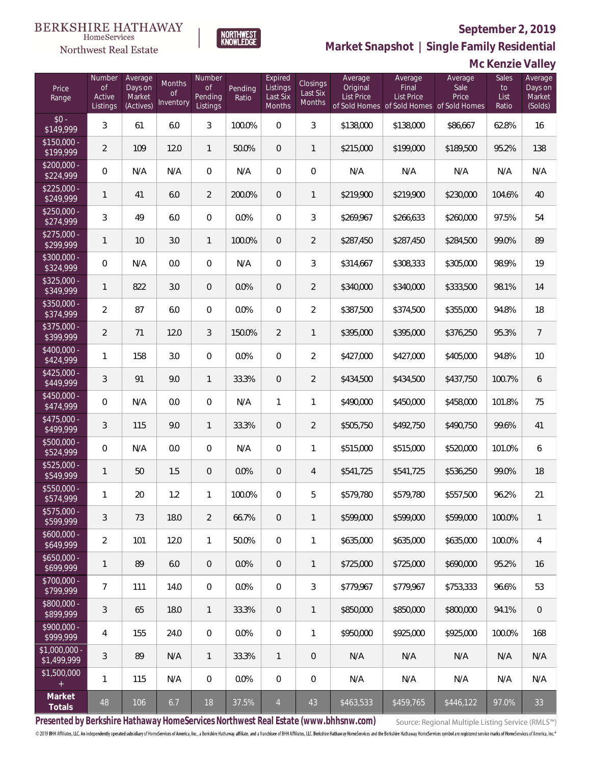BERKSHIRE HATHAWAY HomeServices Northwest Real Estate

NORTHWEST KNOWLEDGE

# September 2, 2019

## Market Snapshot | Single Family Residential

## Mc Kenzie Valley

| Price Range | Number of Active Listings | Average Days on Market (Actives) | Months of Inventory | Number of Pending Listings | Pending Ratio | Expired Listings Last Six Months | Closings Last Six Months | Average Original List Price of Sold Homes | Average Final List Price of Sold Homes | Average Sale Price of Sold Homes | Sales to List Ratio | Average Days on Market (Solds) |
|---|---|---|---|---|---|---|---|---|---|---|---|---|
| $0 - $149,999 | 3 | 61 | 6.0 | 3 | 100.0% | 0 | 3 | $138,000 | $138,000 | $86,667 | 62.8% | 16 |
| $150,000 - $199,999 | 2 | 109 | 12.0 | 1 | 50.0% | 0 | 1 | $215,000 | $199,000 | $189,500 | 95.2% | 138 |
| $200,000 - $224,999 | 0 | N/A | N/A | 0 | N/A | 0 | 0 | N/A | N/A | N/A | N/A | N/A |
| $225,000 - $249,999 | 1 | 41 | 6.0 | 2 | 200.0% | 0 | 1 | $219,900 | $219,900 | $230,000 | 104.6% | 40 |
| $250,000 - $274,999 | 3 | 49 | 6.0 | 0 | 0.0% | 0 | 3 | $269,967 | $266,633 | $260,000 | 97.5% | 54 |
| $275,000 - $299,999 | 1 | 10 | 3.0 | 1 | 100.0% | 0 | 2 | $287,450 | $287,450 | $284,500 | 99.0% | 89 |
| $300,000 - $324,999 | 0 | N/A | 0.0 | 0 | N/A | 0 | 3 | $314,667 | $308,333 | $305,000 | 98.9% | 19 |
| $325,000 - $349,999 | 1 | 822 | 3.0 | 0 | 0.0% | 0 | 2 | $340,000 | $340,000 | $333,500 | 98.1% | 14 |
| $350,000 - $374,999 | 2 | 87 | 6.0 | 0 | 0.0% | 0 | 2 | $387,500 | $374,500 | $355,000 | 94.8% | 18 |
| $375,000 - $399,999 | 2 | 71 | 12.0 | 3 | 150.0% | 2 | 1 | $395,000 | $395,000 | $376,250 | 95.3% | 7 |
| $400,000 - $424,999 | 1 | 158 | 3.0 | 0 | 0.0% | 0 | 2 | $427,000 | $427,000 | $405,000 | 94.8% | 10 |
| $425,000 - $449,999 | 3 | 91 | 9.0 | 1 | 33.3% | 0 | 2 | $434,500 | $434,500 | $437,750 | 100.7% | 6 |
| $450,000 - $474,999 | 0 | N/A | 0.0 | 0 | N/A | 1 | 1 | $490,000 | $450,000 | $458,000 | 101.8% | 75 |
| $475,000 - $499,999 | 3 | 115 | 9.0 | 1 | 33.3% | 0 | 2 | $505,750 | $492,750 | $490,750 | 99.6% | 41 |
| $500,000 - $524,999 | 0 | N/A | 0.0 | 0 | N/A | 0 | 1 | $515,000 | $515,000 | $520,000 | 101.0% | 6 |
| $525,000 - $549,999 | 1 | 50 | 1.5 | 0 | 0.0% | 0 | 4 | $541,725 | $541,725 | $536,250 | 99.0% | 18 |
| $550,000 - $574,999 | 1 | 20 | 1.2 | 1 | 100.0% | 0 | 5 | $579,780 | $579,780 | $557,500 | 96.2% | 21 |
| $575,000 - $599,999 | 3 | 73 | 18.0 | 2 | 66.7% | 0 | 1 | $599,000 | $599,000 | $599,000 | 100.0% | 1 |
| $600,000 - $649,999 | 2 | 101 | 12.0 | 1 | 50.0% | 0 | 1 | $635,000 | $635,000 | $635,000 | 100.0% | 4 |
| $650,000 - $699,999 | 1 | 89 | 6.0 | 0 | 0.0% | 0 | 1 | $725,000 | $725,000 | $690,000 | 95.2% | 16 |
| $700,000 - $799,999 | 7 | 111 | 14.0 | 0 | 0.0% | 0 | 3 | $779,967 | $779,967 | $753,333 | 96.6% | 53 |
| $800,000 - $899,999 | 3 | 65 | 18.0 | 1 | 33.3% | 0 | 1 | $850,000 | $850,000 | $800,000 | 94.1% | 0 |
| $900,000 - $999,999 | 4 | 155 | 24.0 | 0 | 0.0% | 0 | 1 | $950,000 | $925,000 | $925,000 | 100.0% | 168 |
| $1,000,000 - $1,499,999 | 3 | 89 | N/A | 1 | 33.3% | 1 | 0 | N/A | N/A | N/A | N/A | N/A |
| $1,500,000 + | 1 | 115 | N/A | 0 | 0.0% | 0 | 0 | N/A | N/A | N/A | N/A | N/A |
| **Market Totals** | 48 | 106 | 6.7 | 18 | 37.5% | 4 | 43 | $463,533 | $459,765 | $446,122 | 97.0% | 33 |

**Presented by Berkshire Hathaway HomeServices Northwest Real Estate (www.bhhsnw.com)**

Source: Regional Multiple Listing Service (RMLS™)

© 2019 BHH Affiliates, LLC. An independently operated subsidiary of HomeServices of America, Inc., a Berkshire Hathaway affiliate, and a franchisee of BHH Affiliates, LLC. Berkshire Hathaway HomeServices and the Berkshire Hathaway HomeServices symbol are registered service marks of HomeServices of America, Inc.®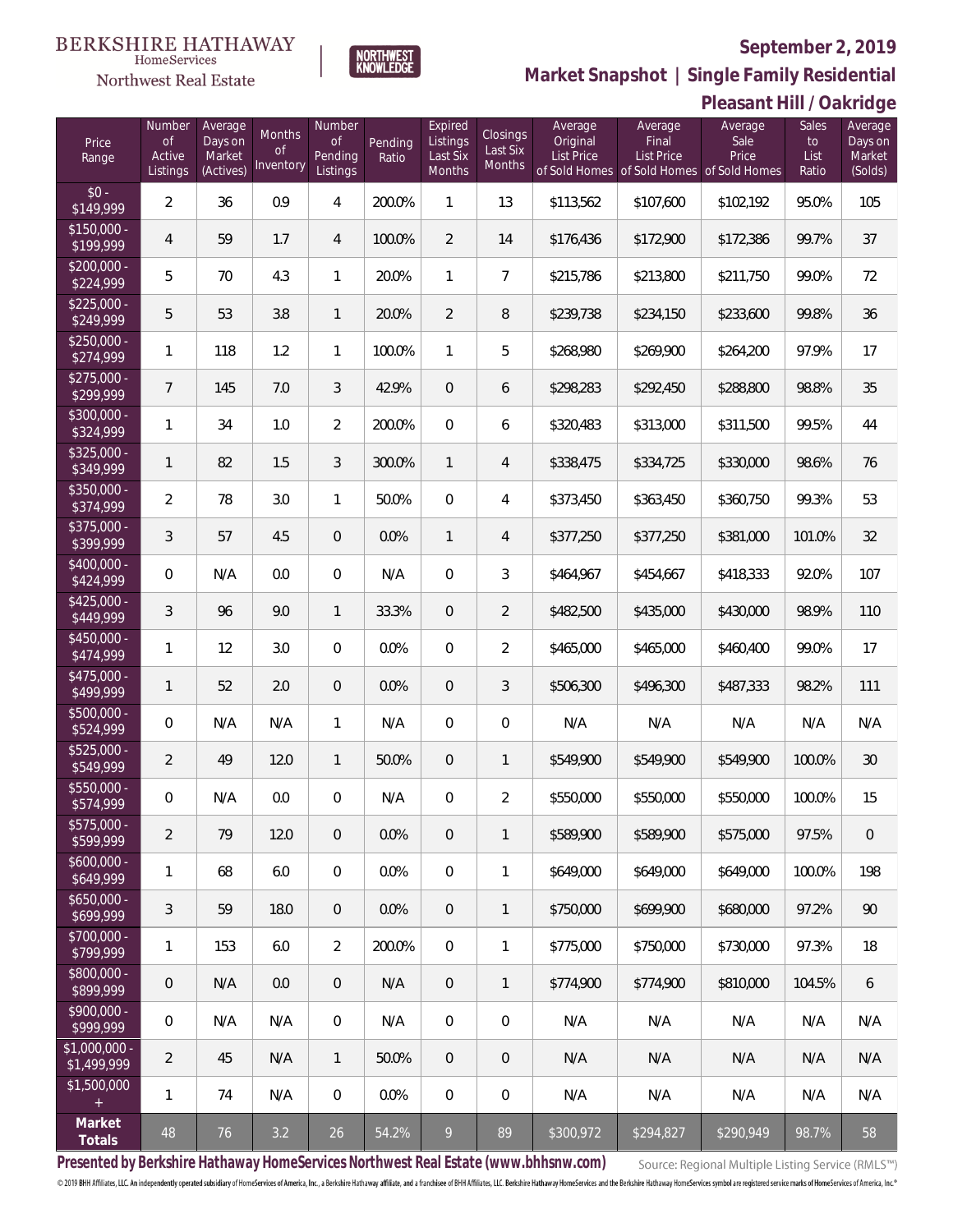BERKSHIRE HATHAWAY HomeServices Northwest Real Estate

NORTHWEST KNOWLEDGE

## September 2, 2019

## Market Snapshot | Single Family Residential

## Pleasant Hill / Oakridge

| Price Range | Number of Active Listings | Average Days on Market (Actives) | Months of Inventory | Number of Pending Listings | Pending Ratio | Expired Listings Last Six Months | Closings Last Six Months | Average Original List Price of Sold Homes | Average Final List Price of Sold Homes | Average Sale Price of Sold Homes | Sales to List Ratio | Average Days on Market (Solds) |
|---|---|---|---|---|---|---|---|---|---|---|---|---|
| $0 - $149,999 | 2 | 36 | 0.9 | 4 | 200.0% | 1 | 13 | $113,562 | $107,600 | $102,192 | 95.0% | 105 |
| $150,000 - $199,999 | 4 | 59 | 1.7 | 4 | 100.0% | 2 | 14 | $176,436 | $172,900 | $172,386 | 99.7% | 37 |
| $200,000 - $224,999 | 5 | 70 | 4.3 | 1 | 20.0% | 1 | 7 | $215,786 | $213,800 | $211,750 | 99.0% | 72 |
| $225,000 - $249,999 | 5 | 53 | 3.8 | 1 | 20.0% | 2 | 8 | $239,738 | $234,150 | $233,600 | 99.8% | 36 |
| $250,000 - $274,999 | 1 | 118 | 1.2 | 1 | 100.0% | 1 | 5 | $268,980 | $269,900 | $264,200 | 97.9% | 17 |
| $275,000 - $299,999 | 7 | 145 | 7.0 | 3 | 42.9% | 0 | 6 | $298,283 | $292,450 | $288,800 | 98.8% | 35 |
| $300,000 - $324,999 | 1 | 34 | 1.0 | 2 | 200.0% | 0 | 6 | $320,483 | $313,000 | $311,500 | 99.5% | 44 |
| $325,000 - $349,999 | 1 | 82 | 1.5 | 3 | 300.0% | 1 | 4 | $338,475 | $334,725 | $330,000 | 98.6% | 76 |
| $350,000 - $374,999 | 2 | 78 | 3.0 | 1 | 50.0% | 0 | 4 | $373,450 | $363,450 | $360,750 | 99.3% | 53 |
| $375,000 - $399,999 | 3 | 57 | 4.5 | 0 | 0.0% | 1 | 4 | $377,250 | $377,250 | $381,000 | 101.0% | 32 |
| $400,000 - $424,999 | 0 | N/A | 0.0 | 0 | N/A | 0 | 3 | $464,967 | $454,667 | $418,333 | 92.0% | 107 |
| $425,000 - $449,999 | 3 | 96 | 9.0 | 1 | 33.3% | 0 | 2 | $482,500 | $435,000 | $430,000 | 98.9% | 110 |
| $450,000 - $474,999 | 1 | 12 | 3.0 | 0 | 0.0% | 0 | 2 | $465,000 | $465,000 | $460,400 | 99.0% | 17 |
| $475,000 - $499,999 | 1 | 52 | 2.0 | 0 | 0.0% | 0 | 3 | $506,300 | $496,300 | $487,333 | 98.2% | 111 |
| $500,000 - $524,999 | 0 | N/A | N/A | 1 | N/A | 0 | 0 | N/A | N/A | N/A | N/A | N/A |
| $525,000 - $549,999 | 2 | 49 | 12.0 | 1 | 50.0% | 0 | 1 | $549,900 | $549,900 | $549,900 | 100.0% | 30 |
| $550,000 - $574,999 | 0 | N/A | 0.0 | 0 | N/A | 0 | 2 | $550,000 | $550,000 | $550,000 | 100.0% | 15 |
| $575,000 - $599,999 | 2 | 79 | 12.0 | 0 | 0.0% | 0 | 1 | $589,900 | $589,900 | $575,000 | 97.5% | 0 |
| $600,000 - $649,999 | 1 | 68 | 6.0 | 0 | 0.0% | 0 | 1 | $649,000 | $649,000 | $649,000 | 100.0% | 198 |
| $650,000 - $699,999 | 3 | 59 | 18.0 | 0 | 0.0% | 0 | 1 | $750,000 | $699,900 | $680,000 | 97.2% | 90 |
| $700,000 - $799,999 | 1 | 153 | 6.0 | 2 | 200.0% | 0 | 1 | $775,000 | $750,000 | $730,000 | 97.3% | 18 |
| $800,000 - $899,999 | 0 | N/A | 0.0 | 0 | N/A | 0 | 1 | $774,900 | $774,900 | $810,000 | 104.5% | 6 |
| $900,000 - $999,999 | 0 | N/A | N/A | 0 | N/A | 0 | 0 | N/A | N/A | N/A | N/A | N/A |
| $1,000,000 - $1,499,999 | 2 | 45 | N/A | 1 | 50.0% | 0 | 0 | N/A | N/A | N/A | N/A | N/A |
| $1,500,000 + | 1 | 74 | N/A | 0 | 0.0% | 0 | 0 | N/A | N/A | N/A | N/A | N/A |
| **Market Totals** | 48 | 76 | 3.2 | 26 | 54.2% | 9 | 89 | $300,972 | $294,827 | $290,949 | 98.7% | 58 |

**Presented by Berkshire Hathaway HomeServices Northwest Real Estate (www.bhhsnw.com)**

Source: Regional Multiple Listing Service (RMLS™)

© 2019 BHH Affiliates, LLC. An independently operated subsidiary of HomeServices of America, Inc., a Berkshire Hathaway affiliate, and a franchisee of BHH Affiliates, LLC. Berkshire Hathaway HomeServices and the Berkshire Hathaway HomeServices symbol are registered service marks of HomeServices of America, Inc.®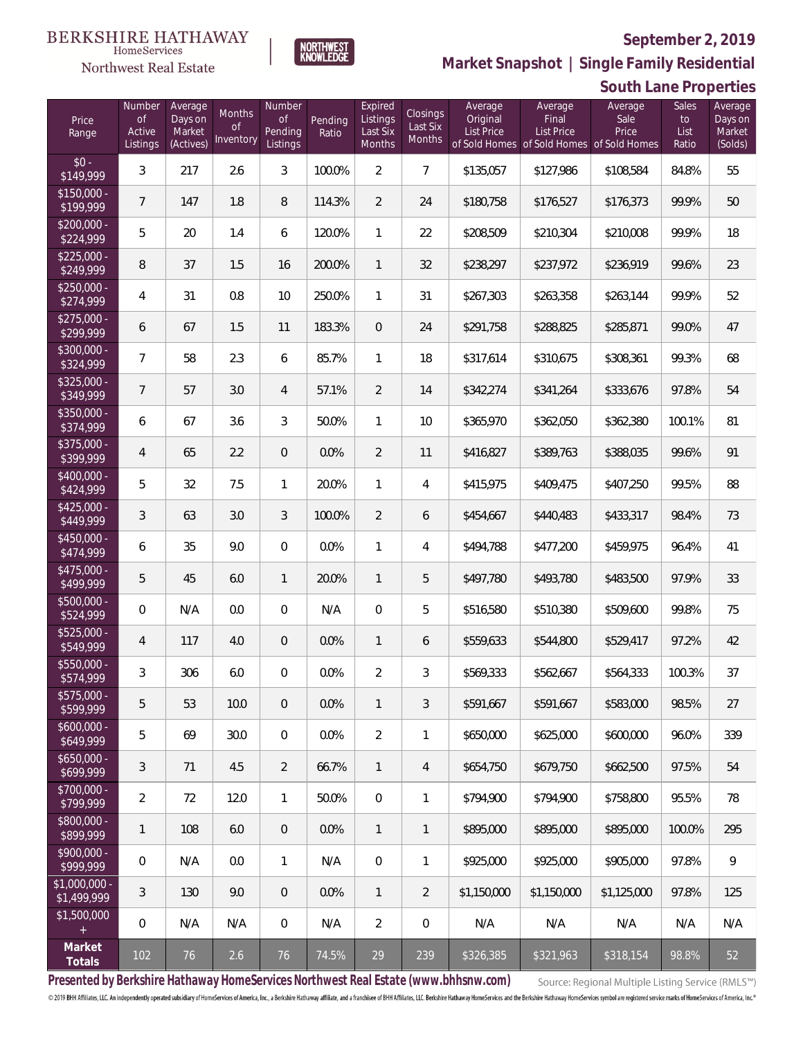BERKSHIRE HATHAWAY HomeServices Northwest Real Estate

NORTHWEST KNOWLEDGE

**September 2, 2019**

## Market Snapshot | Single Family Residential

### South Lane Properties

| Price Range | Number of Active Listings | Average Days on Market (Actives) | Months of Inventory | Number of Pending Listings | Pending Ratio | Expired Listings Last Six Months | Closings Last Six Months | Average Original List Price of Sold Homes | Average Final List Price of Sold Homes | Average Sale Price of Sold Homes | Sales to List Ratio | Average Days on Market (Solds) |
|---|---|---|---|---|---|---|---|---|---|---|---|---|
| $0 - $149,999 | 3 | 217 | 2.6 | 3 | 100.0% | 2 | 7 | $135,057 | $127,986 | $108,584 | 84.8% | 55 |
| $150,000 - $199,999 | 7 | 147 | 1.8 | 8 | 114.3% | 2 | 24 | $180,758 | $176,527 | $176,373 | 99.9% | 50 |
| $200,000 - $224,999 | 5 | 20 | 1.4 | 6 | 120.0% | 1 | 22 | $208,509 | $210,304 | $210,008 | 99.9% | 18 |
| $225,000 - $249,999 | 8 | 37 | 1.5 | 16 | 200.0% | 1 | 32 | $238,297 | $237,972 | $236,919 | 99.6% | 23 |
| $250,000 - $274,999 | 4 | 31 | 0.8 | 10 | 250.0% | 1 | 31 | $267,303 | $263,358 | $263,144 | 99.9% | 52 |
| $275,000 - $299,999 | 6 | 67 | 1.5 | 11 | 183.3% | 0 | 24 | $291,758 | $288,825 | $285,871 | 99.0% | 47 |
| $300,000 - $324,999 | 7 | 58 | 2.3 | 6 | 85.7% | 1 | 18 | $317,614 | $310,675 | $308,361 | 99.3% | 68 |
| $325,000 - $349,999 | 7 | 57 | 3.0 | 4 | 57.1% | 2 | 14 | $342,274 | $341,264 | $333,676 | 97.8% | 54 |
| $350,000 - $374,999 | 6 | 67 | 3.6 | 3 | 50.0% | 1 | 10 | $365,970 | $362,050 | $362,380 | 100.1% | 81 |
| $375,000 - $399,999 | 4 | 65 | 2.2 | 0 | 0.0% | 2 | 11 | $416,827 | $389,763 | $388,035 | 99.6% | 91 |
| $400,000 - $424,999 | 5 | 32 | 7.5 | 1 | 20.0% | 1 | 4 | $415,975 | $409,475 | $407,250 | 99.5% | 88 |
| $425,000 - $449,999 | 3 | 63 | 3.0 | 3 | 100.0% | 2 | 6 | $454,667 | $440,483 | $433,317 | 98.4% | 73 |
| $450,000 - $474,999 | 6 | 35 | 9.0 | 0 | 0.0% | 1 | 4 | $494,788 | $477,200 | $459,975 | 96.4% | 41 |
| $475,000 - $499,999 | 5 | 45 | 6.0 | 1 | 20.0% | 1 | 5 | $497,780 | $493,780 | $483,500 | 97.9% | 33 |
| $500,000 - $524,999 | 0 | N/A | 0.0 | 0 | N/A | 0 | 5 | $516,580 | $510,380 | $509,600 | 99.8% | 75 |
| $525,000 - $549,999 | 4 | 117 | 4.0 | 0 | 0.0% | 1 | 6 | $559,633 | $544,800 | $529,417 | 97.2% | 42 |
| $550,000 - $574,999 | 3 | 306 | 6.0 | 0 | 0.0% | 2 | 3 | $569,333 | $562,667 | $564,333 | 100.3% | 37 |
| $575,000 - $599,999 | 5 | 53 | 10.0 | 0 | 0.0% | 1 | 3 | $591,667 | $591,667 | $583,000 | 98.5% | 27 |
| $600,000 - $649,999 | 5 | 69 | 30.0 | 0 | 0.0% | 2 | 1 | $650,000 | $625,000 | $600,000 | 96.0% | 339 |
| $650,000 - $699,999 | 3 | 71 | 4.5 | 2 | 66.7% | 1 | 4 | $654,750 | $679,750 | $662,500 | 97.5% | 54 |
| $700,000 - $799,999 | 2 | 72 | 12.0 | 1 | 50.0% | 0 | 1 | $794,900 | $794,900 | $758,800 | 95.5% | 78 |
| $800,000 - $899,999 | 1 | 108 | 6.0 | 0 | 0.0% | 1 | 1 | $895,000 | $895,000 | $895,000 | 100.0% | 295 |
| $900,000 - $999,999 | 0 | N/A | 0.0 | 1 | N/A | 0 | 1 | $925,000 | $925,000 | $905,000 | 97.8% | 9 |
| $1,000,000 - $1,499,999 | 3 | 130 | 9.0 | 0 | 0.0% | 1 | 2 | $1,150,000 | $1,150,000 | $1,125,000 | 97.8% | 125 |
| $1,500,000 + | 0 | N/A | N/A | 0 | N/A | 2 | 0 | N/A | N/A | N/A | N/A | N/A |
| **Market Totals** | 102 | 76 | 2.6 | 76 | 74.5% | 29 | 239 | $326,385 | $321,963 | $318,154 | 98.8% | 52 |

**Presented by Berkshire Hathaway HomeServices Northwest Real Estate (www.bhhsnw.com)**

Source: Regional Multiple Listing Service (RMLS™)

© 2019 BHH Affiliates, LLC. An independently operated subsidiary of HomeServices of America, Inc., a Berkshire Hathaway affiliate, and a franchisee of BHH Affiliates, LLC. Berkshire Hathaway HomeServices and the Berkshire Hathaway HomeServices symbol are registered service marks of HomeServices of America, Inc.®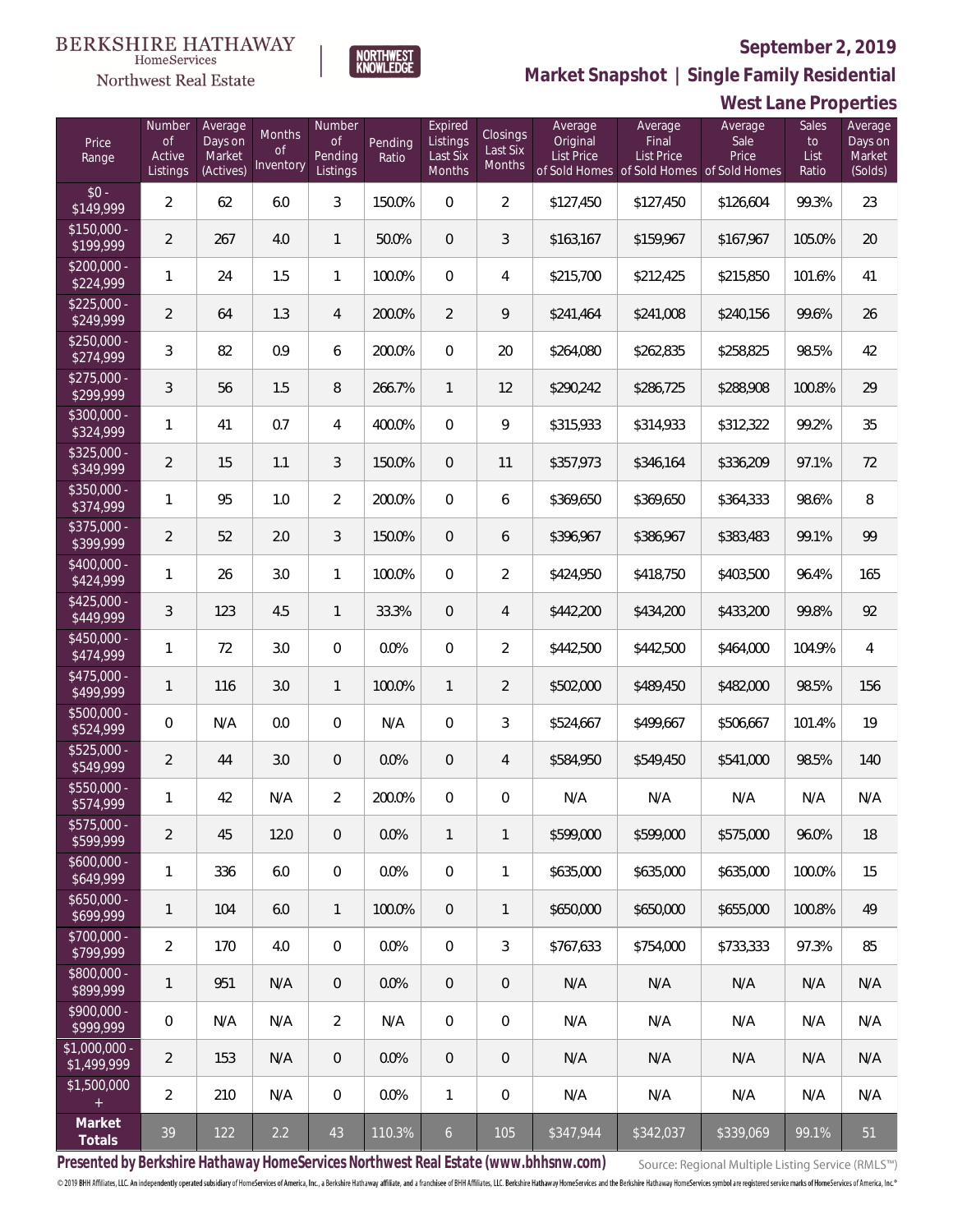BERKSHIRE HATHAWAY HomeServices Northwest Real Estate

NORTHWEST KNOWLEDGE

## September 2, 2019

## Market Snapshot | Single Family Residential

## West Lane Properties

| Price Range | Number of Active Listings | Average Days on Market (Actives) | Months of Inventory | Number of Pending Listings | Pending Ratio | Expired Listings Last Six Months | Closings Last Six Months | Average Original List Price of Sold Homes | Average Final List Price of Sold Homes | Average Sale Price of Sold Homes | Sales to List Ratio | Average Days on Market (Solds) |
|---|---|---|---|---|---|---|---|---|---|---|---|---|
| $0 - $149,999 | 2 | 62 | 6.0 | 3 | 150.0% | 0 | 2 | $127,450 | $127,450 | $126,604 | 99.3% | 23 |
| $150,000 - $199,999 | 2 | 267 | 4.0 | 1 | 50.0% | 0 | 3 | $163,167 | $159,967 | $167,967 | 105.0% | 20 |
| $200,000 - $224,999 | 1 | 24 | 1.5 | 1 | 100.0% | 0 | 4 | $215,700 | $212,425 | $215,850 | 101.6% | 41 |
| $225,000 - $249,999 | 2 | 64 | 1.3 | 4 | 200.0% | 2 | 9 | $241,464 | $241,008 | $240,156 | 99.6% | 26 |
| $250,000 - $274,999 | 3 | 82 | 0.9 | 6 | 200.0% | 0 | 20 | $264,080 | $262,835 | $258,825 | 98.5% | 42 |
| $275,000 - $299,999 | 3 | 56 | 1.5 | 8 | 266.7% | 1 | 12 | $290,242 | $286,725 | $288,908 | 100.8% | 29 |
| $300,000 - $324,999 | 1 | 41 | 0.7 | 4 | 400.0% | 0 | 9 | $315,933 | $314,933 | $312,322 | 99.2% | 35 |
| $325,000 - $349,999 | 2 | 15 | 1.1 | 3 | 150.0% | 0 | 11 | $357,973 | $346,164 | $336,209 | 97.1% | 72 |
| $350,000 - $374,999 | 1 | 95 | 1.0 | 2 | 200.0% | 0 | 6 | $369,650 | $369,650 | $364,333 | 98.6% | 8 |
| $375,000 - $399,999 | 2 | 52 | 2.0 | 3 | 150.0% | 0 | 6 | $396,967 | $386,967 | $383,483 | 99.1% | 99 |
| $400,000 - $424,999 | 1 | 26 | 3.0 | 1 | 100.0% | 0 | 2 | $424,950 | $418,750 | $403,500 | 96.4% | 165 |
| $425,000 - $449,999 | 3 | 123 | 4.5 | 1 | 33.3% | 0 | 4 | $442,200 | $434,200 | $433,200 | 99.8% | 92 |
| $450,000 - $474,999 | 1 | 72 | 3.0 | 0 | 0.0% | 0 | 2 | $442,500 | $442,500 | $464,000 | 104.9% | 4 |
| $475,000 - $499,999 | 1 | 116 | 3.0 | 1 | 100.0% | 1 | 2 | $502,000 | $489,450 | $482,000 | 98.5% | 156 |
| $500,000 - $524,999 | 0 | N/A | 0.0 | 0 | N/A | 0 | 3 | $524,667 | $499,667 | $506,667 | 101.4% | 19 |
| $525,000 - $549,999 | 2 | 44 | 3.0 | 0 | 0.0% | 0 | 4 | $584,950 | $549,450 | $541,000 | 98.5% | 140 |
| $550,000 - $574,999 | 1 | 42 | N/A | 2 | 200.0% | 0 | 0 | N/A | N/A | N/A | N/A | N/A |
| $575,000 - $599,999 | 2 | 45 | 12.0 | 0 | 0.0% | 1 | 1 | $599,000 | $599,000 | $575,000 | 96.0% | 18 |
| $600,000 - $649,999 | 1 | 336 | 6.0 | 0 | 0.0% | 0 | 1 | $635,000 | $635,000 | $635,000 | 100.0% | 15 |
| $650,000 - $699,999 | 1 | 104 | 6.0 | 1 | 100.0% | 0 | 1 | $650,000 | $650,000 | $655,000 | 100.8% | 49 |
| $700,000 - $799,999 | 2 | 170 | 4.0 | 0 | 0.0% | 0 | 3 | $767,633 | $754,000 | $733,333 | 97.3% | 85 |
| $800,000 - $899,999 | 1 | 951 | N/A | 0 | 0.0% | 0 | 0 | N/A | N/A | N/A | N/A | N/A |
| $900,000 - $999,999 | 0 | N/A | N/A | 2 | N/A | 0 | 0 | N/A | N/A | N/A | N/A | N/A |
| $1,000,000 - $1,499,999 | 2 | 153 | N/A | 0 | 0.0% | 0 | 0 | N/A | N/A | N/A | N/A | N/A |
| $1,500,000 + | 2 | 210 | N/A | 0 | 0.0% | 1 | 0 | N/A | N/A | N/A | N/A | N/A |
| **Market Totals** | 39 | 122 | 2.2 | 43 | 110.3% | 6 | 105 | $347,944 | $342,037 | $339,069 | 99.1% | 51 |

**Presented by Berkshire Hathaway HomeServices Northwest Real Estate (www.bhhsnw.com)**

Source: Regional Multiple Listing Service (RMLS™)

© 2019 BHH Affiliates, LLC. An independently operated subsidiary of HomeServices of America, Inc., a Berkshire Hathaway affiliate, and a franchisee of BHH Affiliates, LLC. Berkshire Hathaway HomeServices and the Berkshire Hathaway HomeServices symbol are registered service marks of HomeServices of America, Inc.®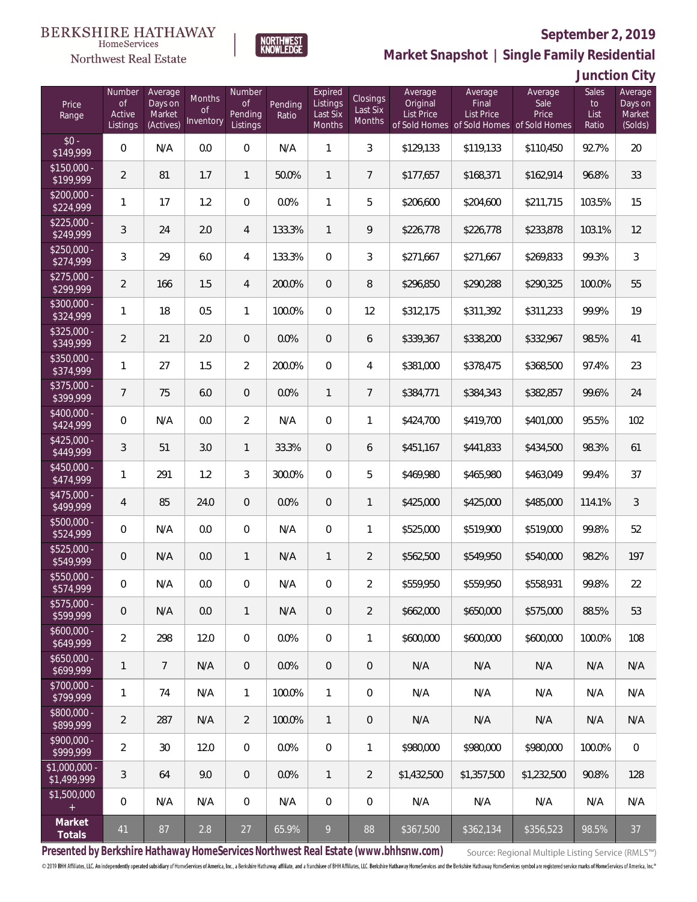BERKSHIRE HATHAWAY HomeServices Northwest Real Estate | NORTHWEST KNOWLEDGE

# September 2, 2019

## Market Snapshot | Single Family Residential

### Junction City

| Price Range | Number of Active Listings | Average Days on Market (Actives) | Months of Inventory | Number of Pending Listings | Pending Ratio | Expired Listings Last Six Months | Closings Last Six Months | Average Original List Price of Sold Homes | Average Final List Price of Sold Homes | Average Sale Price of Sold Homes | Sales to List Ratio | Average Days on Market (Solds) |
|---|---|---|---|---|---|---|---|---|---|---|---|---|
| $0 - $149,999 | 0 | N/A | 0.0 | 0 | N/A | 1 | 3 | $129,133 | $119,133 | $110,450 | 92.7% | 20 |
| $150,000 - $199,999 | 2 | 81 | 1.7 | 1 | 50.0% | 1 | 7 | $177,657 | $168,371 | $162,914 | 96.8% | 33 |
| $200,000 - $224,999 | 1 | 17 | 1.2 | 0 | 0.0% | 1 | 5 | $206,600 | $204,600 | $211,715 | 103.5% | 15 |
| $225,000 - $249,999 | 3 | 24 | 2.0 | 4 | 133.3% | 1 | 9 | $226,778 | $226,778 | $233,878 | 103.1% | 12 |
| $250,000 - $274,999 | 3 | 29 | 6.0 | 4 | 133.3% | 0 | 3 | $271,667 | $271,667 | $269,833 | 99.3% | 3 |
| $275,000 - $299,999 | 2 | 166 | 1.5 | 4 | 200.0% | 0 | 8 | $296,850 | $290,288 | $290,325 | 100.0% | 55 |
| $300,000 - $324,999 | 1 | 18 | 0.5 | 1 | 100.0% | 0 | 12 | $312,175 | $311,392 | $311,233 | 99.9% | 19 |
| $325,000 - $349,999 | 2 | 21 | 2.0 | 0 | 0.0% | 0 | 6 | $339,367 | $338,200 | $332,967 | 98.5% | 41 |
| $350,000 - $374,999 | 1 | 27 | 1.5 | 2 | 200.0% | 0 | 4 | $381,000 | $378,475 | $368,500 | 97.4% | 23 |
| $375,000 - $399,999 | 7 | 75 | 6.0 | 0 | 0.0% | 1 | 7 | $384,771 | $384,343 | $382,857 | 99.6% | 24 |
| $400,000 - $424,999 | 0 | N/A | 0.0 | 2 | N/A | 0 | 1 | $424,700 | $419,700 | $401,000 | 95.5% | 102 |
| $425,000 - $449,999 | 3 | 51 | 3.0 | 1 | 33.3% | 0 | 6 | $451,167 | $441,833 | $434,500 | 98.3% | 61 |
| $450,000 - $474,999 | 1 | 291 | 1.2 | 3 | 300.0% | 0 | 5 | $469,980 | $465,980 | $463,049 | 99.4% | 37 |
| $475,000 - $499,999 | 4 | 85 | 24.0 | 0 | 0.0% | 0 | 1 | $425,000 | $425,000 | $485,000 | 114.1% | 3 |
| $500,000 - $524,999 | 0 | N/A | 0.0 | 0 | N/A | 0 | 1 | $525,000 | $519,900 | $519,000 | 99.8% | 52 |
| $525,000 - $549,999 | 0 | N/A | 0.0 | 1 | N/A | 1 | 2 | $562,500 | $549,950 | $540,000 | 98.2% | 197 |
| $550,000 - $574,999 | 0 | N/A | 0.0 | 0 | N/A | 0 | 2 | $559,950 | $559,950 | $558,931 | 99.8% | 22 |
| $575,000 - $599,999 | 0 | N/A | 0.0 | 1 | N/A | 0 | 2 | $662,000 | $650,000 | $575,000 | 88.5% | 53 |
| $600,000 - $649,999 | 2 | 298 | 12.0 | 0 | 0.0% | 0 | 1 | $600,000 | $600,000 | $600,000 | 100.0% | 108 |
| $650,000 - $699,999 | 1 | 7 | N/A | 0 | 0.0% | 0 | 0 | N/A | N/A | N/A | N/A | N/A |
| $700,000 - $799,999 | 1 | 74 | N/A | 1 | 100.0% | 1 | 0 | N/A | N/A | N/A | N/A | N/A |
| $800,000 - $899,999 | 2 | 287 | N/A | 2 | 100.0% | 1 | 0 | N/A | N/A | N/A | N/A | N/A |
| $900,000 - $999,999 | 2 | 30 | 12.0 | 0 | 0.0% | 0 | 1 | $980,000 | $980,000 | $980,000 | 100.0% | 0 |
| $1,000,000 - $1,499,999 | 3 | 64 | 9.0 | 0 | 0.0% | 1 | 2 | $1,432,500 | $1,357,500 | $1,232,500 | 90.8% | 128 |
| $1,500,000 + | 0 | N/A | N/A | 0 | N/A | 0 | 0 | N/A | N/A | N/A | N/A | N/A |
| **Market Totals** | 41 | 87 | 2.8 | 27 | 65.9% | 9 | 88 | $367,500 | $362,134 | $356,523 | 98.5% | 37 |

**Presented by Berkshire Hathaway HomeServices Northwest Real Estate (www.bhhsnw.com)** Source: Regional Multiple Listing Service (RMLS™)

© 2019 BHH Affiliates, LLC. An independently operated subsidiary of HomeServices of America, Inc., a Berkshire Hathaway affiliate, and a franchisee of BHH Affiliates, LLC. Berkshire Hathaway HomeServices and the Berkshire Hathaway HomeServices symbol are registered service marks of HomeServices of America, Inc.®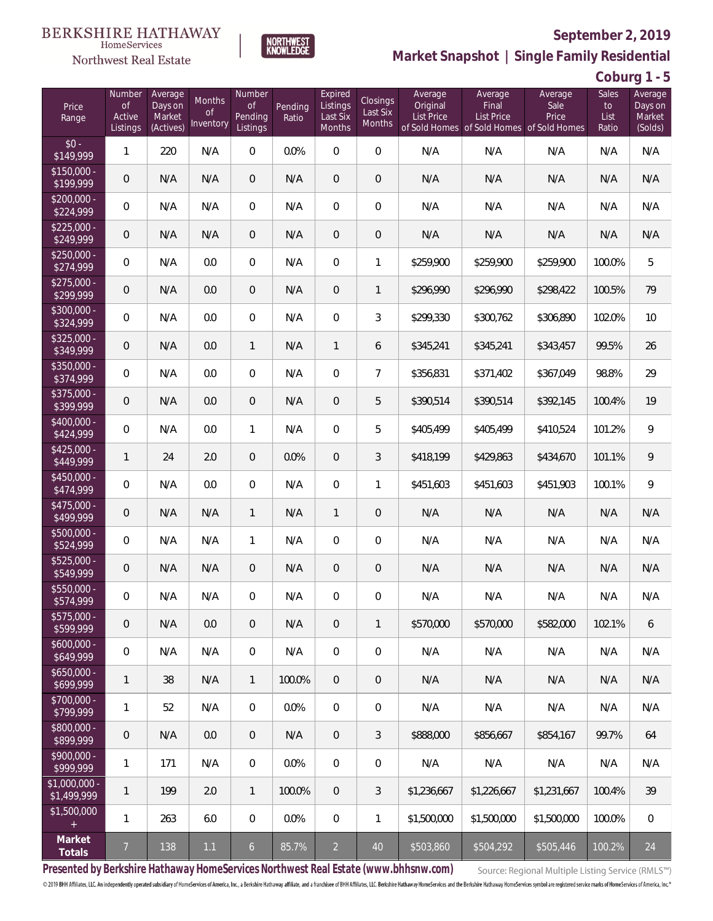BERKSHIRE HATHAWAY HomeServices Northwest Real Estate | NORTHWEST KNOWLEDGE

**September 2, 2019**

## Market Snapshot | Single Family Residential

### Coburg 1 - 5

| Price Range | Number of Active Listings | Average Days on Market (Actives) | Months of Inventory | Number of Pending Listings | Pending Ratio | Expired Listings Last Six Months | Closings Last Six Months | Average Original List Price of Sold Homes | Average Final List Price of Sold Homes | Average Sale Price of Sold Homes | Sales to List Ratio | Average Days on Market (Solds) |
|---|---|---|---|---|---|---|---|---|---|---|---|---|
| $0 - $149,999 | 1 | 220 | N/A | 0 | 0.0% | 0 | 0 | N/A | N/A | N/A | N/A | N/A |
| $150,000 - $199,999 | 0 | N/A | N/A | 0 | N/A | 0 | 0 | N/A | N/A | N/A | N/A | N/A |
| $200,000 - $224,999 | 0 | N/A | N/A | 0 | N/A | 0 | 0 | N/A | N/A | N/A | N/A | N/A |
| $225,000 - $249,999 | 0 | N/A | N/A | 0 | N/A | 0 | 0 | N/A | N/A | N/A | N/A | N/A |
| $250,000 - $274,999 | 0 | N/A | 0.0 | 0 | N/A | 0 | 1 | $259,900 | $259,900 | $259,900 | 100.0% | 5 |
| $275,000 - $299,999 | 0 | N/A | 0.0 | 0 | N/A | 0 | 1 | $296,990 | $296,990 | $298,422 | 100.5% | 79 |
| $300,000 - $324,999 | 0 | N/A | 0.0 | 0 | N/A | 0 | 3 | $299,330 | $300,762 | $306,890 | 102.0% | 10 |
| $325,000 - $349,999 | 0 | N/A | 0.0 | 1 | N/A | 1 | 6 | $345,241 | $345,241 | $343,457 | 99.5% | 26 |
| $350,000 - $374,999 | 0 | N/A | 0.0 | 0 | N/A | 0 | 7 | $356,831 | $371,402 | $367,049 | 98.8% | 29 |
| $375,000 - $399,999 | 0 | N/A | 0.0 | 0 | N/A | 0 | 5 | $390,514 | $390,514 | $392,145 | 100.4% | 19 |
| $400,000 - $424,999 | 0 | N/A | 0.0 | 1 | N/A | 0 | 5 | $405,499 | $405,499 | $410,524 | 101.2% | 9 |
| $425,000 - $449,999 | 1 | 24 | 2.0 | 0 | 0.0% | 0 | 3 | $418,199 | $429,863 | $434,670 | 101.1% | 9 |
| $450,000 - $474,999 | 0 | N/A | 0.0 | 0 | N/A | 0 | 1 | $451,603 | $451,603 | $451,903 | 100.1% | 9 |
| $475,000 - $499,999 | 0 | N/A | N/A | 1 | N/A | 1 | 0 | N/A | N/A | N/A | N/A | N/A |
| $500,000 - $524,999 | 0 | N/A | N/A | 1 | N/A | 0 | 0 | N/A | N/A | N/A | N/A | N/A |
| $525,000 - $549,999 | 0 | N/A | N/A | 0 | N/A | 0 | 0 | N/A | N/A | N/A | N/A | N/A |
| $550,000 - $574,999 | 0 | N/A | N/A | 0 | N/A | 0 | 0 | N/A | N/A | N/A | N/A | N/A |
| $575,000 - $599,999 | 0 | N/A | 0.0 | 0 | N/A | 0 | 1 | $570,000 | $570,000 | $582,000 | 102.1% | 6 |
| $600,000 - $649,999 | 0 | N/A | N/A | 0 | N/A | 0 | 0 | N/A | N/A | N/A | N/A | N/A |
| $650,000 - $699,999 | 1 | 38 | N/A | 1 | 100.0% | 0 | 0 | N/A | N/A | N/A | N/A | N/A |
| $700,000 - $799,999 | 1 | 52 | N/A | 0 | 0.0% | 0 | 0 | N/A | N/A | N/A | N/A | N/A |
| $800,000 - $899,999 | 0 | N/A | 0.0 | 0 | N/A | 0 | 3 | $888,000 | $856,667 | $854,167 | 99.7% | 64 |
| $900,000 - $999,999 | 1 | 171 | N/A | 0 | 0.0% | 0 | 0 | N/A | N/A | N/A | N/A | N/A |
| $1,000,000 - $1,499,999 | 1 | 199 | 2.0 | 1 | 100.0% | 0 | 3 | $1,236,667 | $1,226,667 | $1,231,667 | 100.4% | 39 |
| $1,500,000 + | 1 | 263 | 6.0 | 0 | 0.0% | 0 | 1 | $1,500,000 | $1,500,000 | $1,500,000 | 100.0% | 0 |
| **Market Totals** | 7 | 138 | 1.1 | 6 | 85.7% | 2 | 40 | $503,860 | $504,292 | $505,446 | 100.2% | 24 |

**Presented by Berkshire Hathaway HomeServices Northwest Real Estate (www.bhhsnw.com)**

Source: Regional Multiple Listing Service (RMLS™)

© 2019 BHH Affiliates, LLC. An independently operated subsidiary of HomeServices of America, Inc., a Berkshire Hathaway affiliate, and a franchisee of BHH Affiliates, LLC. Berkshire Hathaway HomeServices and the Berkshire Hathaway HomeServices symbol are registered service marks of HomeServices of America, Inc.®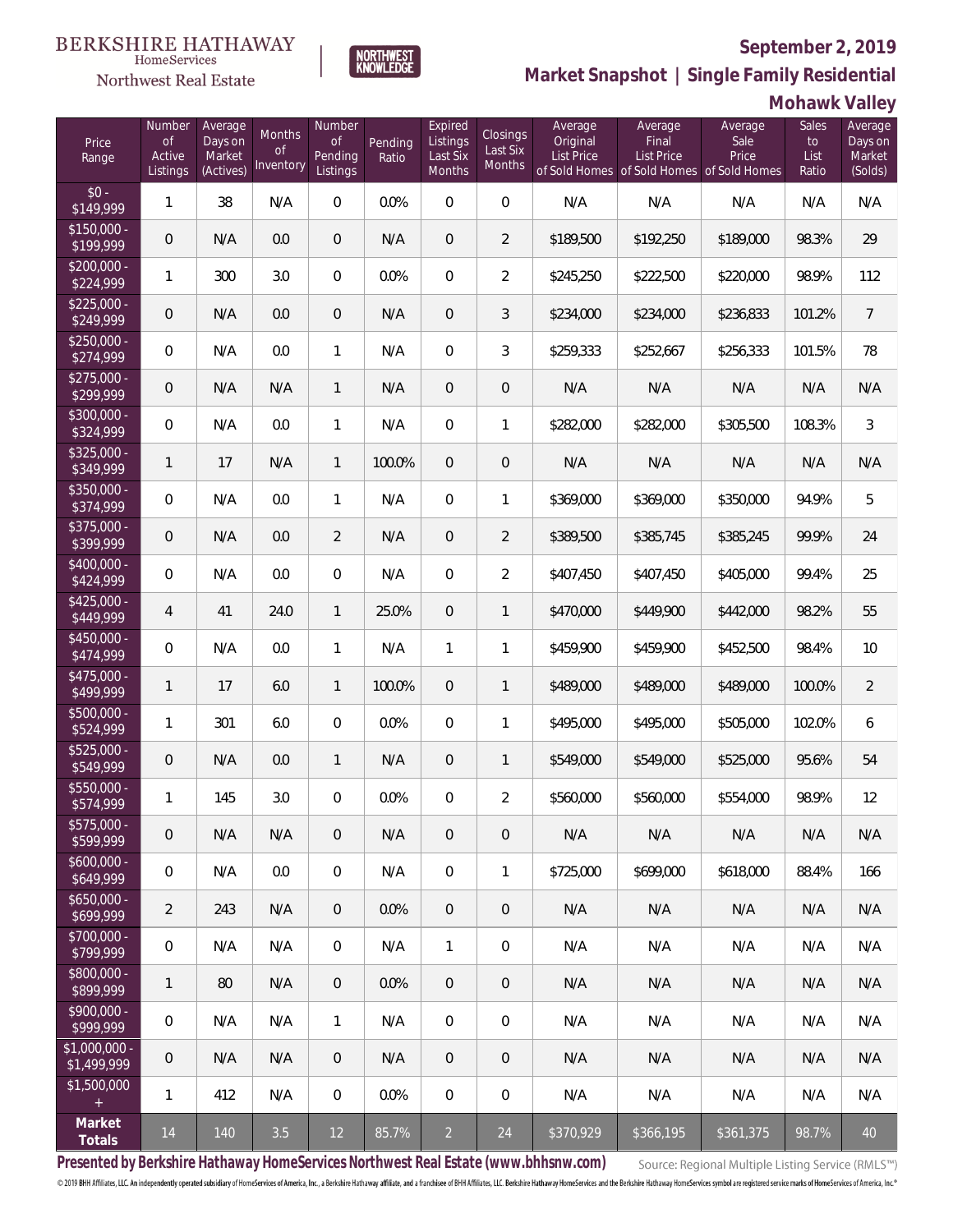BERKSHIRE HATHAWAY HomeServices Northwest Real Estate

NORTHWEST KNOWLEDGE

# September 2, 2019

## Market Snapshot | Single Family Residential

## Mohawk Valley

| Price Range | Number of Active Listings | Average Days on Market (Actives) | Months of Inventory | Number of Pending Listings | Pending Ratio | Expired Listings Last Six Months | Closings Last Six Months | Average Original List Price of Sold Homes | Average Final List Price of Sold Homes | Average Sale Price of Sold Homes | Sales to List Ratio | Average Days on Market (Solds) |
|---|---|---|---|---|---|---|---|---|---|---|---|---|
| $0 - $149,999 | 1 | 38 | N/A | 0 | 0.0% | 0 | 0 | N/A | N/A | N/A | N/A | N/A |
| $150,000 - $199,999 | 0 | N/A | 0.0 | 0 | N/A | 0 | 2 | $189,500 | $192,250 | $189,000 | 98.3% | 29 |
| $200,000 - $224,999 | 1 | 300 | 3.0 | 0 | 0.0% | 0 | 2 | $245,250 | $222,500 | $220,000 | 98.9% | 112 |
| $225,000 - $249,999 | 0 | N/A | 0.0 | 0 | N/A | 0 | 3 | $234,000 | $234,000 | $236,833 | 101.2% | 7 |
| $250,000 - $274,999 | 0 | N/A | 0.0 | 1 | N/A | 0 | 3 | $259,333 | $252,667 | $256,333 | 101.5% | 78 |
| $275,000 - $299,999 | 0 | N/A | N/A | 1 | N/A | 0 | 0 | N/A | N/A | N/A | N/A | N/A |
| $300,000 - $324,999 | 0 | N/A | 0.0 | 1 | N/A | 0 | 1 | $282,000 | $282,000 | $305,500 | 108.3% | 3 |
| $325,000 - $349,999 | 1 | 17 | N/A | 1 | 100.0% | 0 | 0 | N/A | N/A | N/A | N/A | N/A |
| $350,000 - $374,999 | 0 | N/A | 0.0 | 1 | N/A | 0 | 1 | $369,000 | $369,000 | $350,000 | 94.9% | 5 |
| $375,000 - $399,999 | 0 | N/A | 0.0 | 2 | N/A | 0 | 2 | $389,500 | $385,745 | $385,245 | 99.9% | 24 |
| $400,000 - $424,999 | 0 | N/A | 0.0 | 0 | N/A | 0 | 2 | $407,450 | $407,450 | $405,000 | 99.4% | 25 |
| $425,000 - $449,999 | 4 | 41 | 24.0 | 1 | 25.0% | 0 | 1 | $470,000 | $449,900 | $442,000 | 98.2% | 55 |
| $450,000 - $474,999 | 0 | N/A | 0.0 | 1 | N/A | 1 | 1 | $459,900 | $459,900 | $452,500 | 98.4% | 10 |
| $475,000 - $499,999 | 1 | 17 | 6.0 | 1 | 100.0% | 0 | 1 | $489,000 | $489,000 | $489,000 | 100.0% | 2 |
| $500,000 - $524,999 | 1 | 301 | 6.0 | 0 | 0.0% | 0 | 1 | $495,000 | $495,000 | $505,000 | 102.0% | 6 |
| $525,000 - $549,999 | 0 | N/A | 0.0 | 1 | N/A | 0 | 1 | $549,000 | $549,000 | $525,000 | 95.6% | 54 |
| $550,000 - $574,999 | 1 | 145 | 3.0 | 0 | 0.0% | 0 | 2 | $560,000 | $560,000 | $554,000 | 98.9% | 12 |
| $575,000 - $599,999 | 0 | N/A | N/A | 0 | N/A | 0 | 0 | N/A | N/A | N/A | N/A | N/A |
| $600,000 - $649,999 | 0 | N/A | 0.0 | 0 | N/A | 0 | 1 | $725,000 | $699,000 | $618,000 | 88.4% | 166 |
| $650,000 - $699,999 | 2 | 243 | N/A | 0 | 0.0% | 0 | 0 | N/A | N/A | N/A | N/A | N/A |
| $700,000 - $799,999 | 0 | N/A | N/A | 0 | N/A | 1 | 0 | N/A | N/A | N/A | N/A | N/A |
| $800,000 - $899,999 | 1 | 80 | N/A | 0 | 0.0% | 0 | 0 | N/A | N/A | N/A | N/A | N/A |
| $900,000 - $999,999 | 0 | N/A | N/A | 1 | N/A | 0 | 0 | N/A | N/A | N/A | N/A | N/A |
| $1,000,000 - $1,499,999 | 0 | N/A | N/A | 0 | N/A | 0 | 0 | N/A | N/A | N/A | N/A | N/A |
| $1,500,000 + | 1 | 412 | N/A | 0 | 0.0% | 0 | 0 | N/A | N/A | N/A | N/A | N/A |
| **Market Totals** | 14 | 140 | 3.5 | 12 | 85.7% | 2 | 24 | $370,929 | $366,195 | $361,375 | 98.7% | 40 |

**Presented by Berkshire Hathaway HomeServices Northwest Real Estate (www.bhhsnw.com)**

Source: Regional Multiple Listing Service (RMLS™)

© 2019 BHH Affiliates, LLC. An independently operated subsidiary of HomeServices of America, Inc., a Berkshire Hathaway affiliate, and a franchisee of BHH Affiliates, LLC. Berkshire Hathaway HomeServices and the Berkshire Hathaway HomeServices symbol are registered service marks of HomeServices of America, Inc.®